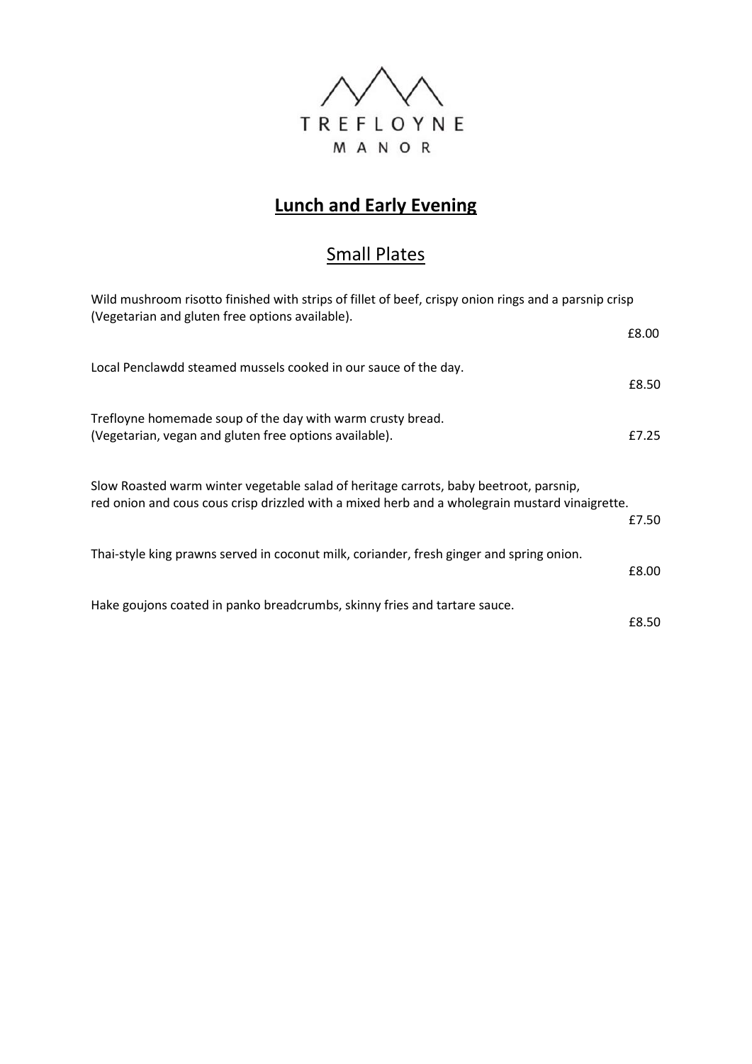TREFLOYNE
MANOR

# Lunch and Early Evening

## Small Plates

Wild mushroom risotto finished with strips of fillet of beef, crispy onion rings and a parsnip crisp (Vegetarian and gluten free options available).

£8.00

Local Penclawdd steamed mussels cooked in our sauce of the day.

£8.50

Trefloyne homemade soup of the day with warm crusty bread.
(Vegetarian, vegan and gluten free options available).

£7.25

Slow Roasted warm winter vegetable salad of heritage carrots, baby beetroot, parsnip, red onion and cous cous crisp drizzled with a mixed herb and a wholegrain mustard vinaigrette.

£7.50

Thai-style king prawns served in coconut milk, coriander, fresh ginger and spring onion.

£8.00

Hake goujons coated in panko breadcrumbs, skinny fries and tartare sauce.

£8.50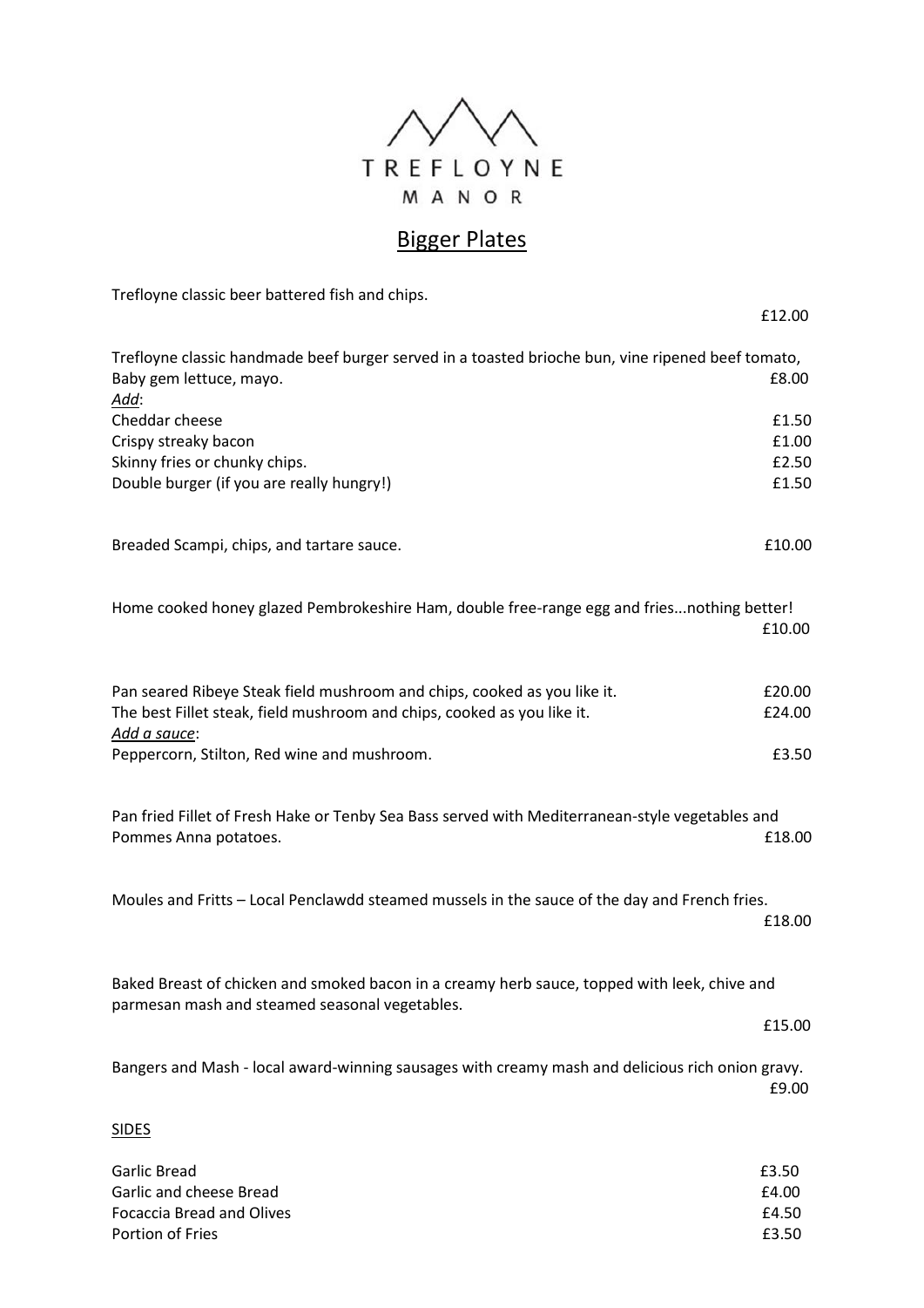TREFLOYNE
MANOR

# Bigger Plates

Trefloyne classic beer battered fish and chips.
£12.00

Trefloyne classic handmade beef burger served in a toasted brioche bun, vine ripened beef tomato, Baby gem lettuce, mayo. £8.00

*Add*:

| | |
|---|---|
| Cheddar cheese | £1.50 |
| Crispy streaky bacon | £1.00 |
| Skinny fries or chunky chips. | £2.50 |
| Double burger (if you are really hungry!) | £1.50 |

Breaded Scampi, chips, and tartare sauce. £10.00

Home cooked honey glazed Pembrokeshire Ham, double free-range egg and fries...nothing better!
£10.00

| | |
|---|---|
| Pan seared Ribeye Steak field mushroom and chips, cooked as you like it. | £20.00 |
| The best Fillet steak, field mushroom and chips, cooked as you like it. | £24.00 |

*Add a sauce*:
Peppercorn, Stilton, Red wine and mushroom. £3.50

Pan fried Fillet of Fresh Hake or Tenby Sea Bass served with Mediterranean-style vegetables and Pommes Anna potatoes. £18.00

Moules and Fritts – Local Penclawdd steamed mussels in the sauce of the day and French fries.
£18.00

Baked Breast of chicken and smoked bacon in a creamy herb sauce, topped with leek, chive and parmesan mash and steamed seasonal vegetables.
£15.00

Bangers and Mash - local award-winning sausages with creamy mash and delicious rich onion gravy.
£9.00

SIDES

| | |
|---|---|
| Garlic Bread | £3.50 |
| Garlic and cheese Bread | £4.00 |
| Focaccia Bread and Olives | £4.50 |
| Portion of Fries | £3.50 |